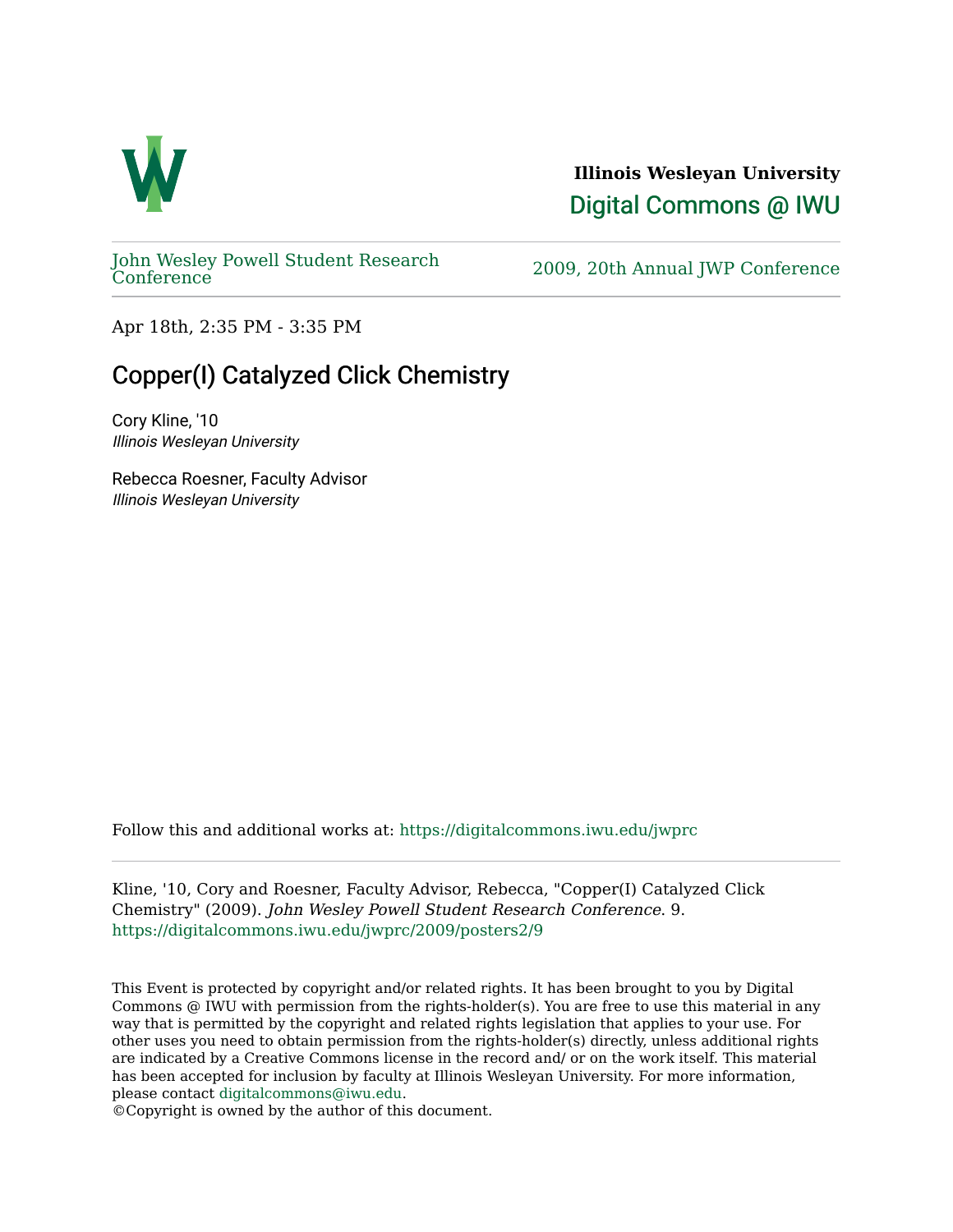**Illinois Wesleyan University**

Digital Commons @ IWU

John Wesley Powell Student Research Conference

2009, 20th Annual JWP Conference

Apr 18th, 2:35 PM - 3:35 PM

# Copper(I) Catalyzed Click Chemistry

Cory Kline, '10
*Illinois Wesleyan University*

Rebecca Roesner, Faculty Advisor
*Illinois Wesleyan University*

Follow this and additional works at: https://digitalcommons.iwu.edu/jwprc

Kline, '10, Cory and Roesner, Faculty Advisor, Rebecca, "Copper(I) Catalyzed Click Chemistry" (2009). *John Wesley Powell Student Research Conference*. 9.
https://digitalcommons.iwu.edu/jwprc/2009/posters2/9

This Event is protected by copyright and/or related rights. It has been brought to you by Digital Commons @ IWU with permission from the rights-holder(s). You are free to use this material in any way that is permitted by the copyright and related rights legislation that applies to your use. For other uses you need to obtain permission from the rights-holder(s) directly, unless additional rights are indicated by a Creative Commons license in the record and/ or on the work itself. This material has been accepted for inclusion by faculty at Illinois Wesleyan University. For more information, please contact digitalcommons@iwu.edu.
©Copyright is owned by the author of this document.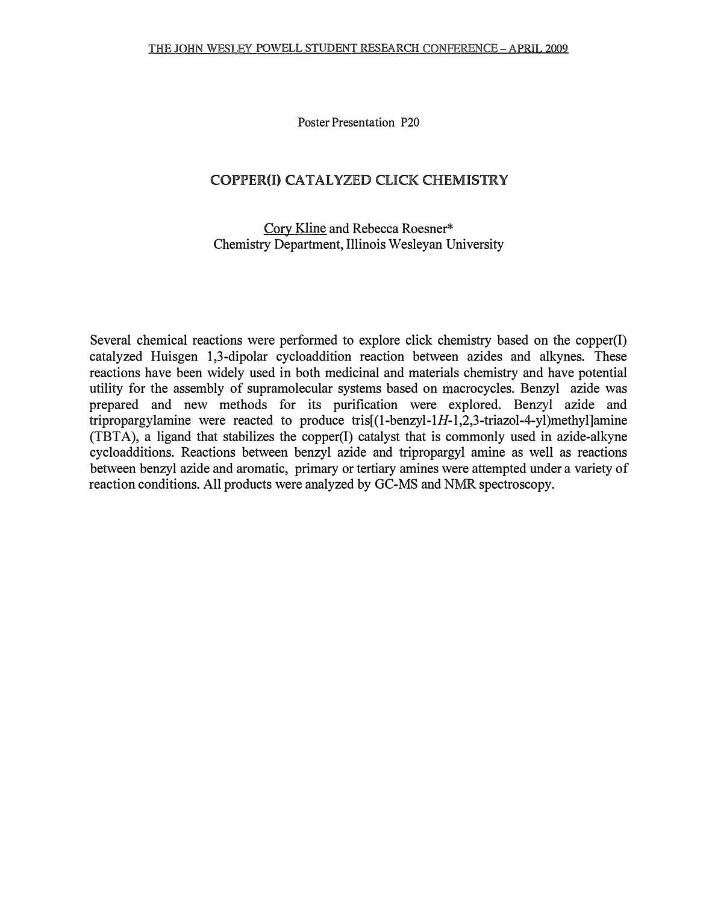Poster Presentation P20

# COPPER(I) CATALYZED CLICK CHEMISTRY

Cory Kline and Rebecca Roesner*
Chemistry Department, Illinois Wesleyan University

Several chemical reactions were performed to explore click chemistry based on the copper(I) catalyzed Huisgen 1,3-dipolar cycloaddition reaction between azides and alkynes. These reactions have been widely used in both medicinal and materials chemistry and have potential utility for the assembly of supramolecular systems based on macrocycles. Benzyl azide was prepared and new methods for its purification were explored. Benzyl azide and tripropargylamine were reacted to produce tris[(1-benzyl-1*H*-1,2,3-triazol-4-yl)methyl]amine (TBTA), a ligand that stabilizes the copper(I) catalyst that is commonly used in azide-alkyne cycloadditions. Reactions between benzyl azide and tripropargyl amine as well as reactions between benzyl azide and aromatic, primary or tertiary amines were attempted under a variety of reaction conditions. All products were analyzed by GC-MS and NMR spectroscopy.